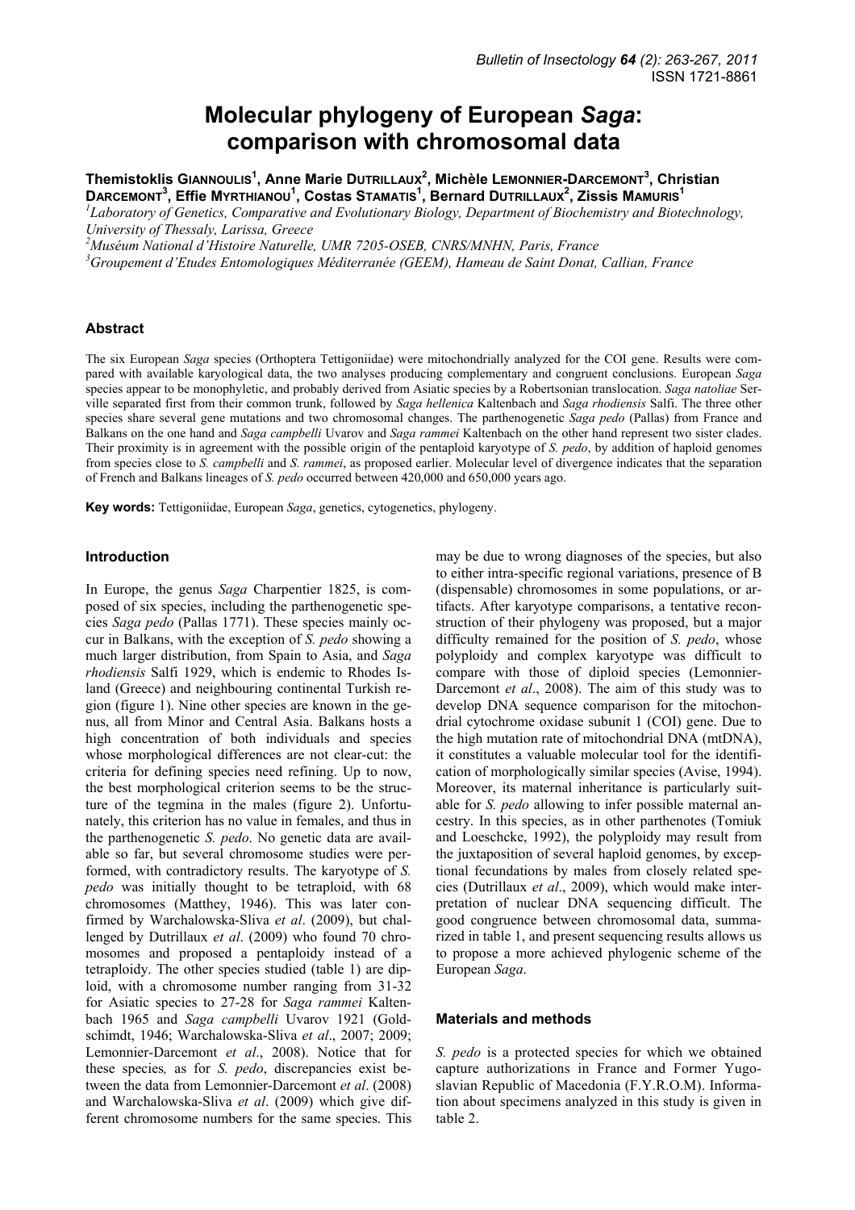# Molecular phylogeny of European *Saga*: comparison with chromosomal data

**Themistoklis Giannoulis[1], Anne Marie Dutrillaux[2], Michèle Lemonnier-Darcemont[3], Christian Darcemont[3], Effie Myrthianou[1], Costas Stamatis[1], Bernard Dutrillaux[2], Zissis Mamuris[1]**

[1]*Laboratory of Genetics, Comparative and Evolutionary Biology, Department of Biochemistry and Biotechnology, University of Thessaly, Larissa, Greece*
[2]*Muséum National d'Histoire Naturelle, UMR 7205-OSEB, CNRS/MNHN, Paris, France*
[3]*Groupement d'Etudes Entomologiques Méditerranée (GEEM), Hameau de Saint Donat, Callian, France*

## Abstract

The six European *Saga* species (Orthoptera Tettigoniidae) were mitochondrially analyzed for the COI gene. Results were compared with available karyological data, the two analyses producing complementary and congruent conclusions. European *Saga* species appear to be monophyletic, and probably derived from Asiatic species by a Robertsonian translocation. *Saga natoliae* Serville separated first from their common trunk, followed by *Saga hellenica* Kaltenbach and *Saga rhodiensis* Salfi. The three other species share several gene mutations and two chromosomal changes. The parthenogenetic *Saga pedo* (Pallas) from France and Balkans on the one hand and *Saga campbelli* Uvarov and *Saga rammei* Kaltenbach on the other hand represent two sister clades. Their proximity is in agreement with the possible origin of the pentaploid karyotype of *S. pedo*, by addition of haploid genomes from species close to *S. campbelli* and *S. rammei*, as proposed earlier. Molecular level of divergence indicates that the separation of French and Balkans lineages of *S. pedo* occurred between 420,000 and 650,000 years ago.

**Key words:** Tettigoniidae, European *Saga*, genetics, cytogenetics, phylogeny.

## Introduction

In Europe, the genus *Saga* Charpentier 1825, is composed of six species, including the parthenogenetic species *Saga pedo* (Pallas 1771). These species mainly occur in Balkans, with the exception of *S. pedo* showing a much larger distribution, from Spain to Asia, and *Saga rhodiensis* Salfi 1929, which is endemic to Rhodes Island (Greece) and neighbouring continental Turkish region (figure 1). Nine other species are known in the genus, all from Minor and Central Asia. Balkans hosts a high concentration of both individuals and species whose morphological differences are not clear-cut: the criteria for defining species need refining. Up to now, the best morphological criterion seems to be the structure of the tegmina in the males (figure 2). Unfortunately, this criterion has no value in females, and thus in the parthenogenetic *S. pedo*. No genetic data are available so far, but several chromosome studies were performed, with contradictory results. The karyotype of *S. pedo* was initially thought to be tetraploid, with 68 chromosomes (Matthey, 1946). This was later confirmed by Warchalowska-Sliva *et al*. (2009), but challenged by Dutrillaux *et al*. (2009) who found 70 chromosomes and proposed a pentaploidy instead of a tetraploidy. The other species studied (table 1) are diploid, with a chromosome number ranging from 31-32 for Asiatic species to 27-28 for *Saga rammei* Kaltenbach 1965 and *Saga campbelli* Uvarov 1921 (Goldschmidt, 1946; Warchalowska-Sliva *et al*., 2007; 2009; Lemonnier-Darcemont *et al*., 2008). Notice that for these species, as for *S. pedo*, discrepancies exist between the data from Lemonnier-Darcemont *et al*. (2008) and Warchalowska-Sliva *et al*. (2009) which give different chromosome numbers for the same species. This may be due to wrong diagnoses of the species, but also to either intra-specific regional variations, presence of B (dispensable) chromosomes in some populations, or artifacts. After karyotype comparisons, a tentative reconstruction of their phylogeny was proposed, but a major difficulty remained for the position of *S. pedo*, whose polyploidy and complex karyotype was difficult to compare with those of diploid species (Lemonnier-Darcemont *et al*., 2008). The aim of this study was to develop DNA sequence comparison for the mitochondrial cytochrome oxidase subunit 1 (COI) gene. Due to the high mutation rate of mitochondrial DNA (mtDNA), it constitutes a valuable molecular tool for the identification of morphologically similar species (Avise, 1994). Moreover, its maternal inheritance is particularly suitable for *S. pedo* allowing to infer possible maternal ancestry. In this species, as in other parthenotes (Tomiuk and Loeschcke, 1992), the polyploidy may result from the juxtaposition of several haploid genomes, by exceptional fecundations by males from closely related species (Dutrillaux *et al*., 2009), which would make interpretation of nuclear DNA sequencing difficult. The good congruence between chromosomal data, summarized in table 1, and present sequencing results allows us to propose a more achieved phylogenic scheme of the European *Saga*.

## Materials and methods

*S. pedo* is a protected species for which we obtained capture authorizations in France and Former Yugoslavian Republic of Macedonia (F.Y.R.O.M). Information about specimens analyzed in this study is given in table 2.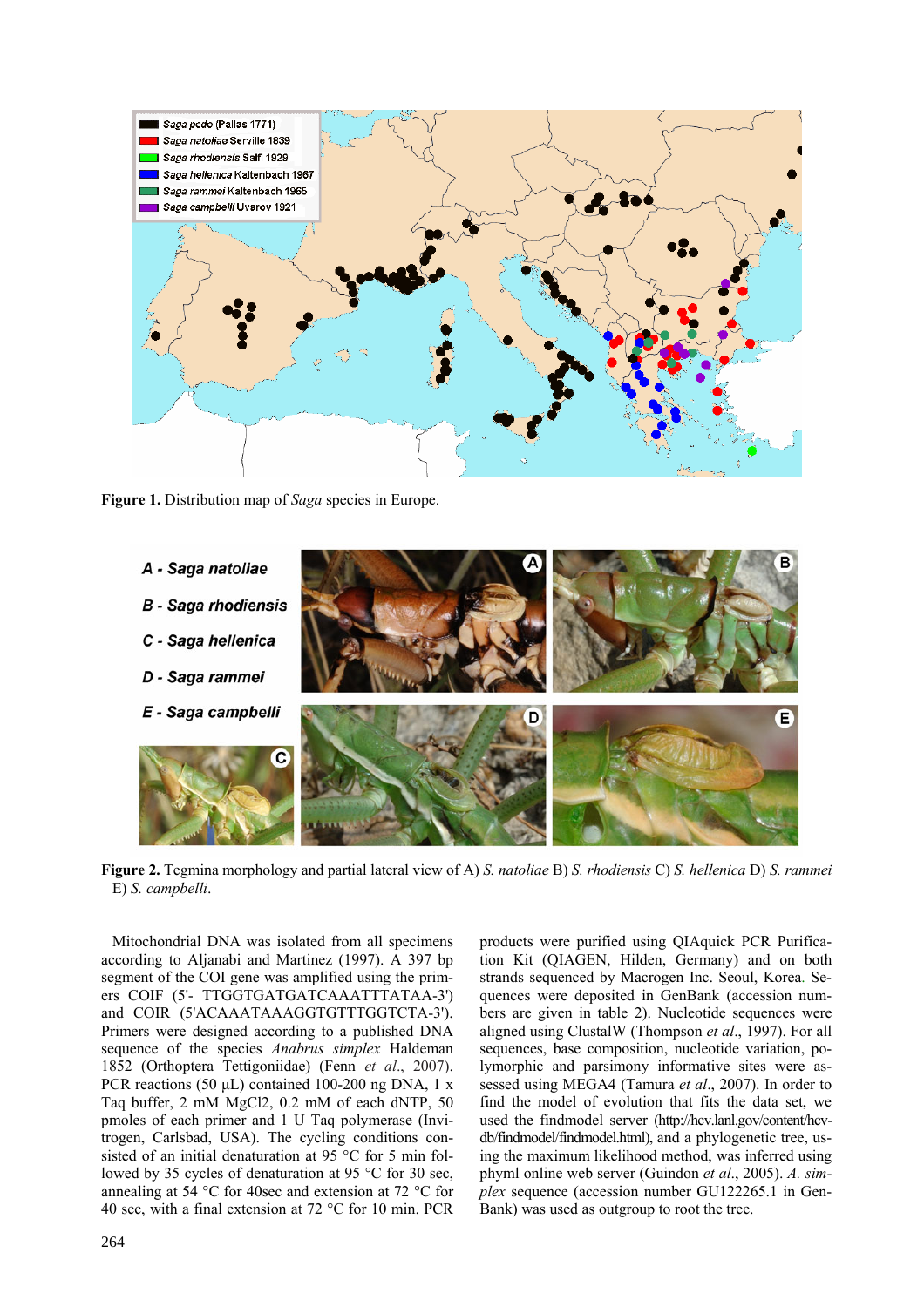**Figure 1.** Distribution map of *Saga* species in Europe.

**Figure 2.** Tegmina morphology and partial lateral view of A) *S. natoliae* B) *S. rhodiensis* C) *S. hellenica* D) *S. rammei* E) *S. campbelli*.

Mitochondrial DNA was isolated from all specimens according to Aljanabi and Martinez (1997). A 397 bp segment of the COI gene was amplified using the primers COIF (5'- TTGGTGATGATCAAATTTATAA-3') and COIR (5'ACAAATAAAGGTGTTTGGTCTA-3'). Primers were designed according to a published DNA sequence of the species *Anabrus simplex* Haldeman 1852 (Orthoptera Tettigoniidae) (Fenn *et al*., 2007). PCR reactions (50 µL) contained 100-200 ng DNA, 1 x Taq buffer, 2 mM $MgCl_2$, 0.2 mM of each dNTP, 50 pmoles of each primer and 1 U Taq polymerase (Invitrogen, Carlsbad, USA). The cycling conditions consisted of an initial denaturation at 95 °C for 5 min followed by 35 cycles of denaturation at 95 °C for 30 sec, annealing at 54 °C for 40sec and extension at 72 °C for 40 sec, with a final extension at 72 °C for 10 min. PCR products were purified using QIAquick PCR Purification Kit (QIAGEN, Hilden, Germany) and on both strands sequenced by Macrogen Inc. Seoul, Korea. Sequences were deposited in GenBank (accession numbers are given in table 2). Nucleotide sequences were aligned using ClustalW (Thompson *et al*., 1997). For all sequences, base composition, nucleotide variation, polymorphic and parsimony informative sites were assessed using MEGA4 (Tamura *et al*., 2007). In order to find the model of evolution that fits the data set, we used the findmodel server (http://hcv.lanl.gov/content/hcv-db/findmodel/findmodel.html), and a phylogenetic tree, using the maximum likelihood method, was inferred using phyml online web server (Guindon *et al*., 2005). *A. simplex* sequence (accession number GU122265.1 in GenBank) was used as outgroup to root the tree.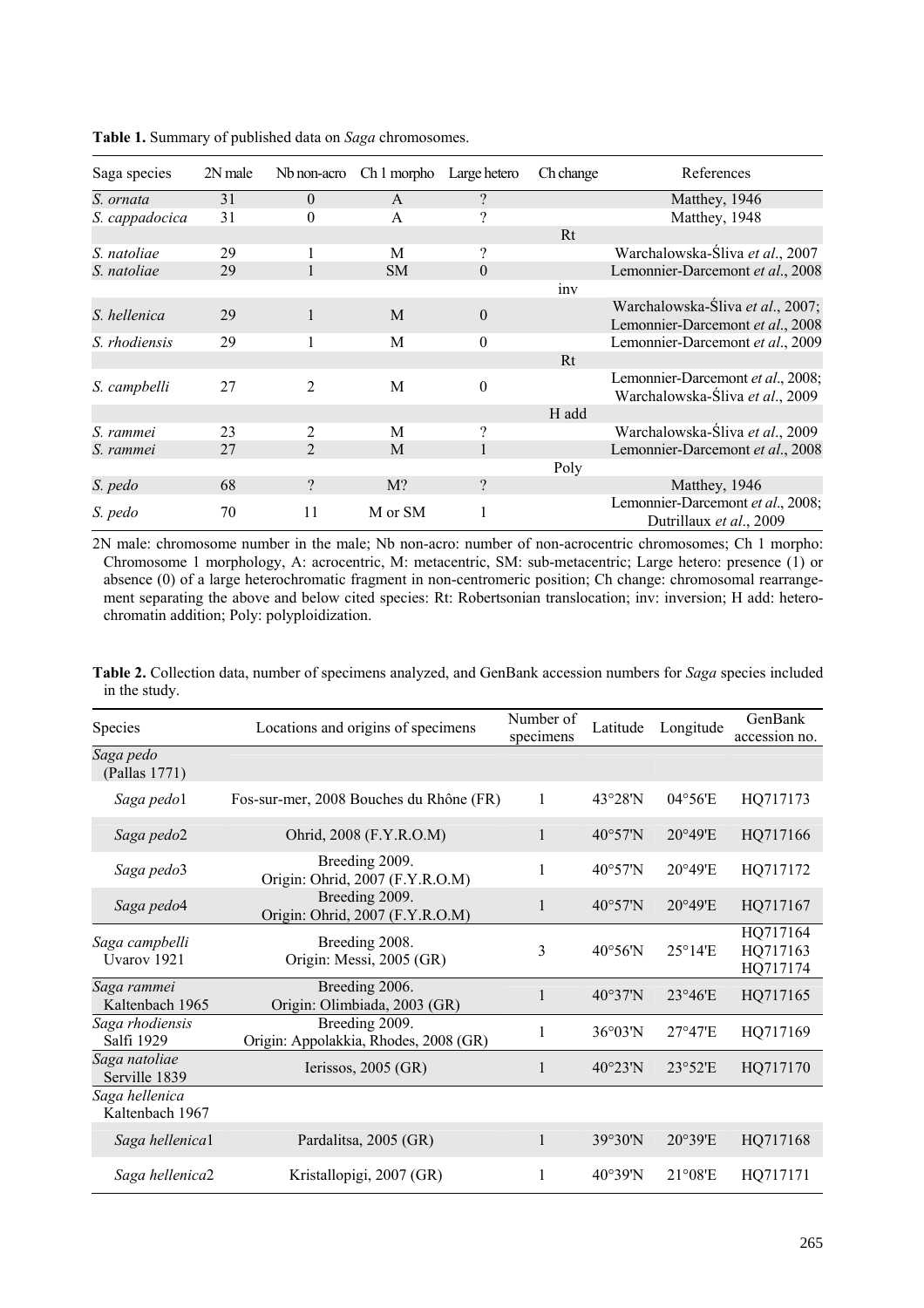**Table 1.** Summary of published data on *Saga* chromosomes.

| Saga species | 2N male | Nb non-acro | Ch 1 morpho | Large hetero | Ch change | References |
|---|---|---|---|---|---|---|
| *S. ornata* | 31 | 0 | A | ? | | Matthey, 1946 |
| *S. cappadocica* | 31 | 0 | A | ? | | Matthey, 1948 |
| | | | | | Rt | |
| *S. natoliae* | 29 | 1 | M | ? | | Warchalowska-Śliva *et al*., 2007 |
| *S. natoliae* | 29 | 1 | SM | 0 | | Lemonnier-Darcemont *et al*., 2008 |
| | | | | | inv | |
| *S. hellenica* | 29 | 1 | M | 0 | | Warchalowska-Śliva *et al*., 2007; Lemonnier-Darcemont *et al*., 2008 |
| *S. rhodiensis* | 29 | 1 | M | 0 | | Lemonnier-Darcemont *et al*., 2009 |
| | | | | | Rt | |
| *S. campbelli* | 27 | 2 | M | 0 | | Lemonnier-Darcemont *et al*., 2008; Warchalowska-Śliva *et al*., 2009 |
| | | | | | H add | |
| *S. rammei* | 23 | 2 | M | ? | | Warchalowska-Śliva *et al*., 2009 |
| *S. rammei* | 27 | 2 | M | 1 | | Lemonnier-Darcemont *et al*., 2008 |
| | | | | | Poly | |
| *S. pedo* | 68 | ? | M? | ? | | Matthey, 1946 |
| *S. pedo* | 70 | 11 | M or SM | 1 | | Lemonnier-Darcemont *et al*., 2008; Dutrillaux *et al*., 2009 |

2N male: chromosome number in the male; Nb non-acro: number of non-acrocentric chromosomes; Ch 1 morpho: Chromosome 1 morphology, A: acrocentric, M: metacentric, SM: sub-metacentric; Large hetero: presence (1) or absence (0) of a large heterochromatic fragment in non-centromeric position; Ch change: chromosomal rearrangement separating the above and below cited species: Rt: Robertsonian translocation; inv: inversion; H add: heterochromatin addition; Poly: polyploidization.

**Table 2.** Collection data, number of specimens analyzed, and GenBank accession numbers for *Saga* species included in the study.

| Species | Locations and origins of specimens | Number of specimens | Latitude | Longitude | GenBank accession no. |
|---|---|---|---|---|---|
| *Saga pedo* (Pallas 1771) | | | | | |
| *Saga pedo*1 | Fos-sur-mer, 2008 Bouches du Rhône (FR) | 1 | 43°28'N | 04°56'E | HQ717173 |
| *Saga pedo*2 | Ohrid, 2008 (F.Y.R.O.M) | 1 | 40°57'N | 20°49'E | HQ717166 |
| *Saga pedo*3 | Breeding 2009. Origin: Ohrid, 2007 (F.Y.R.O.M) | 1 | 40°57'N | 20°49'E | HQ717172 |
| *Saga pedo*4 | Breeding 2009. Origin: Ohrid, 2007 (F.Y.R.O.M) | 1 | 40°57'N | 20°49'E | HQ717167 |
| *Saga campbelli* Uvarov 1921 | Breeding 2008. Origin: Messi, 2005 (GR) | 3 | 40°56'N | 25°14'E | HQ717164 HQ717163 HQ717174 |
| *Saga rammei* Kaltenbach 1965 | Breeding 2006. Origin: Olimbiada, 2003 (GR) | 1 | 40°37'N | 23°46'E | HQ717165 |
| *Saga rhodiensis* Salfi 1929 | Breeding 2009. Origin: Appolakkia, Rhodes, 2008 (GR) | 1 | 36°03'N | 27°47'E | HQ717169 |
| *Saga natoliae* Serville 1839 | Ierissos, 2005 (GR) | 1 | 40°23'N | 23°52'E | HQ717170 |
| *Saga hellenica* Kaltenbach 1967 | | | | | |
| *Saga hellenica*1 | Pardalitsa, 2005 (GR) | 1 | 39°30'N | 20°39'E | HQ717168 |
| *Saga hellenica*2 | Kristallopigi, 2007 (GR) | 1 | 40°39'N | 21°08'E | HQ717171 |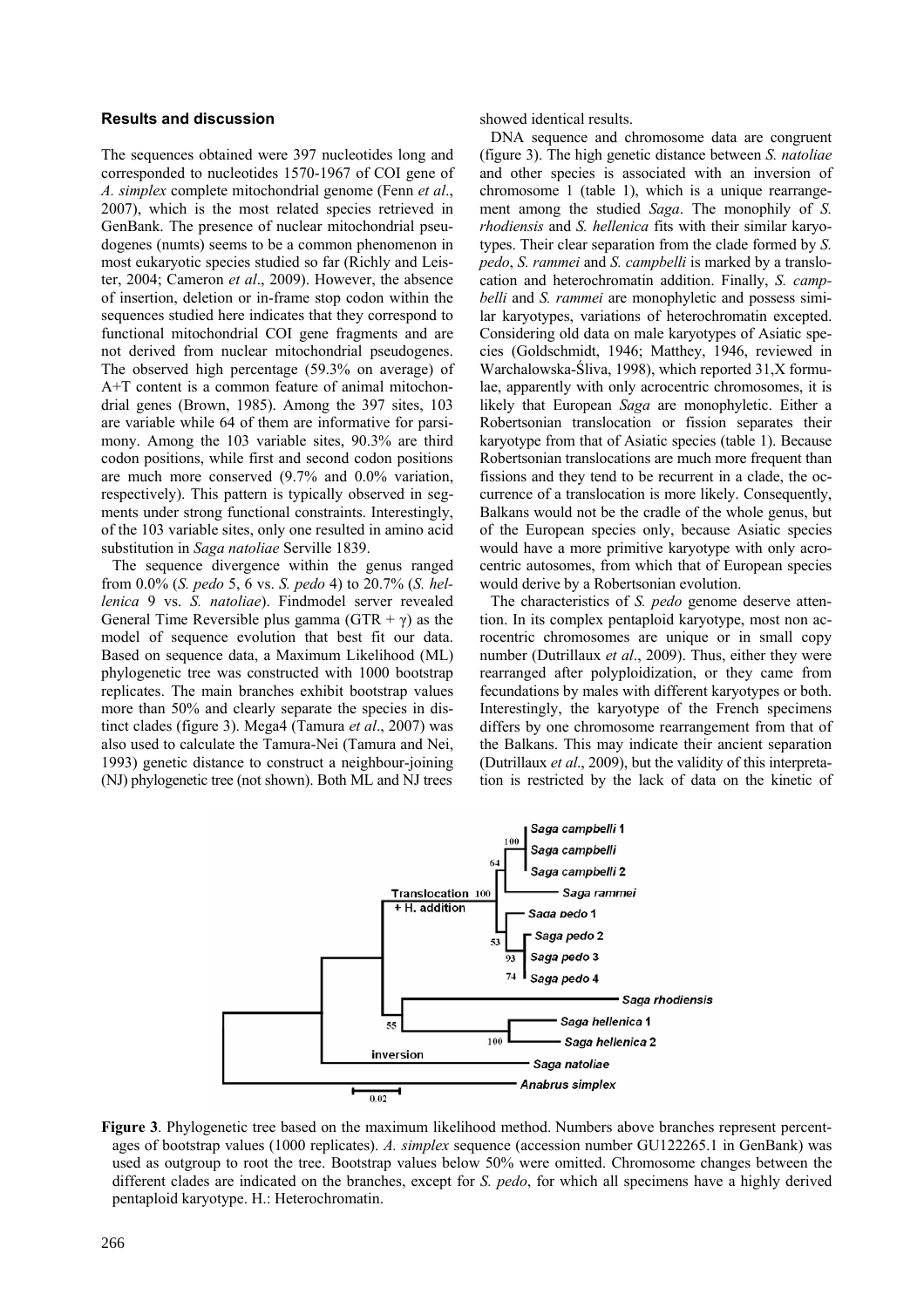### Results and discussion

The sequences obtained were 397 nucleotides long and corresponded to nucleotides 1570-1967 of COI gene of *A. simplex* complete mitochondrial genome (Fenn *et al*., 2007), which is the most related species retrieved in GenBank. The presence of nuclear mitochondrial pseudogenes (numts) seems to be a common phenomenon in most eukaryotic species studied so far (Richly and Leister, 2004; Cameron *et al*., 2009). However, the absence of insertion, deletion or in-frame stop codon within the sequences studied here indicates that they correspond to functional mitochondrial COI gene fragments and are not derived from nuclear mitochondrial pseudogenes. The observed high percentage (59.3% on average) of A+T content is a common feature of animal mitochondrial genes (Brown, 1985). Among the 397 sites, 103 are variable while 64 of them are informative for parsimony. Among the 103 variable sites, 90.3% are third codon positions, while first and second codon positions are much more conserved (9.7% and 0.0% variation, respectively). This pattern is typically observed in segments under strong functional constraints. Interestingly, of the 103 variable sites, only one resulted in amino acid substitution in *Saga natoliae* Serville 1839.

The sequence divergence within the genus ranged from 0.0% (*S. pedo* 5, 6 vs. *S. pedo* 4) to 20.7% (*S. hellenica* 9 vs. *S. natoliae*). Findmodel server revealed General Time Reversible plus gamma (GTR + $\gamma$) as the model of sequence evolution that best fit our data. Based on sequence data, a Maximum Likelihood (ML) phylogenetic tree was constructed with 1000 bootstrap replicates. The main branches exhibit bootstrap values more than 50% and clearly separate the species in distinct clades (figure 3). Mega4 (Tamura *et al*., 2007) was also used to calculate the Tamura-Nei (Tamura and Nei, 1993) genetic distance to construct a neighbour-joining (NJ) phylogenetic tree (not shown). Both ML and NJ trees showed identical results.

DNA sequence and chromosome data are congruent (figure 3). The high genetic distance between *S. natoliae* and other species is associated with an inversion of chromosome 1 (table 1), which is a unique rearrangement among the studied *Saga*. The monophily of *S. rhodiensis* and *S. hellenica* fits with their similar karyotypes. Their clear separation from the clade formed by *S. pedo*, *S. rammei* and *S. campbelli* is marked by a translocation and heterochromatin addition. Finally, *S. campbelli* and *S. rammei* are monophyletic and possess similar karyotypes, variations of heterochromatin excepted. Considering old data on male karyotypes of Asiatic species (Goldschmidt, 1946; Matthey, 1946, reviewed in Warchalowska-Śliva, 1998), which reported 31,X formulae, apparently with only acrocentric chromosomes, it is likely that European *Saga* are monophyletic. Either a Robertsonian translocation or fission separates their karyotype from that of Asiatic species (table 1). Because Robertsonian translocations are much more frequent than fissions and they tend to be recurrent in a clade, the occurrence of a translocation is more likely. Consequently, Balkans would not be the cradle of the whole genus, but of the European species only, because Asiatic species would have a more primitive karyotype with only acrocentric autosomes, from which that of European species would derive by a Robertsonian evolution.

The characteristics of *S. pedo* genome deserve attention. In its complex pentaploid karyotype, most non acrocentric chromosomes are unique or in small copy number (Dutrillaux *et al*., 2009). Thus, either they were rearranged after polyploidization, or they came from fecundations by males with different karyotypes or both. Interestingly, the karyotype of the French specimens differs by one chromosome rearrangement from that of the Balkans. This may indicate their ancient separation (Dutrillaux *et al*., 2009), but the validity of this interpretation is restricted by the lack of data on the kinetic of

**Figure 3**. Phylogenetic tree based on the maximum likelihood method. Numbers above branches represent percentages of bootstrap values (1000 replicates). *A. simplex* sequence (accession number GU122265.1 in GenBank) was used as outgroup to root the tree. Bootstrap values below 50% were omitted. Chromosome changes between the different clades are indicated on the branches, except for *S. pedo*, for which all specimens have a highly derived pentaploid karyotype. H.: Heterochromatin.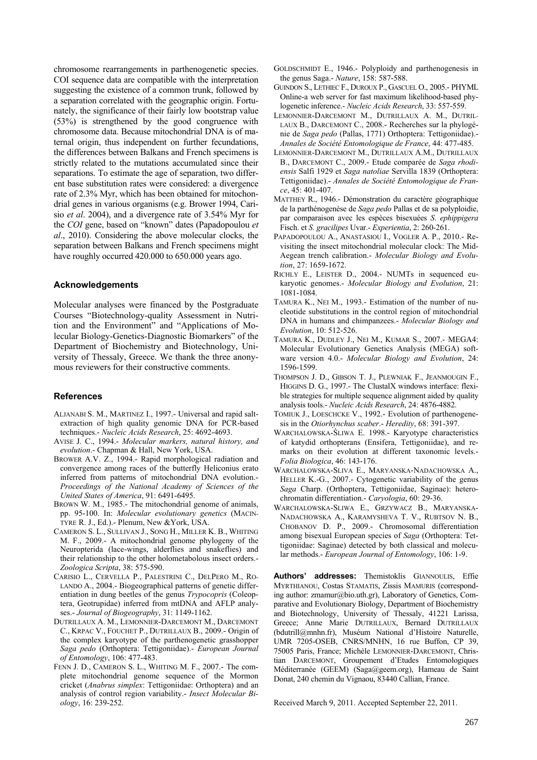chromosome rearrangements in parthenogenetic species. COI sequence data are compatible with the interpretation suggesting the existence of a common trunk, followed by a separation correlated with the geographic origin. Fortunately, the significance of their fairly low bootstrap value (53%) is strengthened by the good congruence with chromosome data. Because mitochondrial DNA is of maternal origin, thus independent on further fecundations, the differences between Balkans and French specimens is strictly related to the mutations accumulated since their separations. To estimate the age of separation, two different base substitution rates were considered: a divergence rate of 2.3% Myr, which has been obtained for mitochondrial genes in various organisms (e.g. Brower 1994, Carisio *et al*. 2004), and a divergence rate of 3.54% Myr for the *COI* gene, based on "known" dates (Papadopoulou *et al*., 2010). Considering the above molecular clocks, the separation between Balkans and French specimens might have roughly occurred 420.000 to 650.000 years ago.

## Acknowledgements

Molecular analyses were financed by the Postgraduate Courses "Biotechnology-quality Assessment in Nutrition and the Environment" and "Applications of Molecular Biology-Genetics-Diagnostic Biomarkers" of the Department of Biochemistry and Biotechnology, University of Thessaly, Greece. We thank the three anonymous reviewers for their constructive comments.

## References

ALJANABI S. M., MARTINEZ I., 1997.- Universal and rapid salt-extraction of high quality genomic DNA for PCR-based techniques.- *Nucleic Acids Research*, 25: 4692-4693.

AVISE J. C., 1994.- *Molecular markers, natural history, and evolution*.- Chapman & Hall, New York, USA.

BROWER A.V. Z., 1994.- Rapid morphological radiation and convergence among races of the butterfly Heliconius erato inferred from patterns of mitochondrial DNA evolution.- *Proceedings of the National Academy of Sciences of the United States of America*, 91: 6491-6495.

BROWN W. M., 1985.- The mitochondrial genome of animals, pp. 95-100. In: *Molecular evolutionary genetics* (MACINTYRE R. J., Ed.).- Plenum, New &York, USA.

CAMERON S. L., SULLIVAN J., SONG H., MILLER K. B., WHITING M. F., 2009.- A mitochondrial genome phylogeny of the Neuropterida (lace-wings, alderflies and snakeflies) and their relationship to the other holometabolous insect orders.- *Zoologica Scripta*, 38: 575-590.

CARISIO L., CERVELLA P., PALESTRINI C., DELPERO M., ROLANDO A., 2004.- Biogeographical patterns of genetic differentiation in dung beetles of the genus *Trypocopris* (Coleoptera, Geotrupidae) inferred from mtDNA and AFLP analyses.- *Journal of Biogeography*, 31: 1149-1162.

DUTRILLAUX A. M., LEMONNIER-DARCEMONT M., DARCEMONT C., KRPAC V., FOUCHET P., DUTRILLAUX B., 2009.- Origin of the complex karyotype of the parthenogenetic grasshopper *Saga pedo* (Orthoptera: Tettigoniidae).- *European Journal of Entomology*, 106: 477-483.

FENN J. D., CAMERON S. L., WHITING M. F., 2007.- The complete mitochondrial genome sequence of the Mormon cricket (*Anabrus simplex*: Tettigoniidae: Orthoptera) and an analysis of control region variability.- *Insect Molecular Biology*, 16: 239-252.

GOLDSCHMIDT E., 1946.- Polyploidy and parthenogenesis in the genus Saga.- *Nature*, 158: 587-588.

GUINDON S., LETHIEC F., DUROUX P., GASCUEL O., 2005.- PHYML Online-a web server for fast maximum likelihood-based phylogenetic inference.- *Nucleic Acids Research*, 33: 557-559.

LEMONNIER-DARCEMONT M., DUTRILLAUX A. M., DUTRILLAUX B., DARCEMONT C., 2008.- Recherches sur la phylogénie de *Saga pedo* (Pallas, 1771) Orthoptera: Tettigoniidae).- *Annales de Société Entomologique de France*, 44: 477-485.

LEMONNIER-DARCEMONT M., DUTRILLAUX A.M., DUTRILLAUX B., DARCEMONT C., 2009.- Etude comparée de *Saga rhodiensis* Salfi 1929 et *Saga natoliae* Servilla 1839 (Orthoptera: Tettigoniidae).- *Annales de Société Entomologique de France*, 45: 401-407.

MATTHEY R., 1946.- Démonstration du caractère géographique de la parthénogenèse de *Saga pedo* Pallas et de sa polyploidie, par comparaison avec les espèces bisexuées *S. ephippigera* Fisch. et *S. gracilipes* Uvar.- *Experientia*, 2: 260-261.

PAPADOPOULOU A., ANASTASIOU I., VOGLER A. P., 2010.- Revisiting the insect mitochondrial molecular clock: The Mid-Aegean trench calibration.- *Molecular Biology and Evolution*, 27: 1659-1672.

RICHLY E., LEISTER D., 2004.- NUMTs in sequenced eukaryotic genomes.- *Molecular Biology and Evolution*, 21: 1081-1084.

TAMURA K., NEI M., 1993.- Estimation of the number of nucleotide substitutions in the control region of mitochondrial DNA in humans and chimpanzees.- *Molecular Biology and Evolution*, 10: 512-526.

TAMURA K., DUDLEY J., NEI M., KUMAR S., 2007.- MEGA4: Molecular Evolutionary Genetics Analysis (MEGA) software version 4.0.- *Molecular Biology and Evolution*, 24: 1596-1599.

THOMPSON J. D., GIBSON T. J., PLEWNIAK F., JEANMOUGIN F., HIGGINS D. G., 1997.- The ClustalX windows interface: flexible strategies for multiple sequence alignment aided by quality analysis tools.- *Nucleic Acids Research*, 24: 4876-4882.

TOMIUK J., LOESCHCKE V., 1992.- Evolution of parthenogenesis in the *Otiorhynchus scaber*.- *Heredity*, 68: 391-397.

WARCHALOWSKA-ŚLIWA E. 1998.- Karyotype characteristics of katydid orthopterans (Ensifera, Tettigoniidae), and remarks on their evolution at different taxonomic levels.- *Folia Biologica*, 46: 143-176.

WARCHALOWSKA-SLIVA E., MARYANSKA-NADACHOWSKA A., HELLER K.-G., 2007.- Cytogenetic variability of the genus *Saga* Charp. (Orthoptera, Tettigoniidae, Saginae): heterochromatin differentiation.- *Caryologia*, 60: 29-36.

WARCHALOWSKA-SLIWA E., GRZYWACZ B., MARYANSKA-NADACHOWSKA A., KARAMYSHEVA T. V., RUBTSOV N. B., CHOBANOV D. P., 2009.- Chromosomal differentiation among bisexual European species of *Saga* (Orthoptera: Tettigoniidae: Saginae) detected by both classical and molecular methods.- *European Journal of Entomology*, 106: 1-9.

**Authors' addresses:** Themistoklis GIANNOULIS, Effie MYRTHIANOU, Costas STAMATIS, Zissis MAMURIS (corresponding author: zmamur@bio.uth.gr), Laboratory of Genetics, Comparative and Evolutionary Biology, Department of Biochemistry and Biotechnology, University of Thessaly, 41221 Larissa, Greece; Anne Marie DUTRILLAUX, Bernard DUTRILLAUX (bdutrill@mnhn.fr), Muséum National d'Histoire Naturelle, UMR 7205-OSEB, CNRS/MNHN, 16 rue Buffon, CP 39, 75005 Paris, France; Michèle LEMONNIER-DARCEMONT, Christian DARCEMONT, Groupement d'Etudes Entomologiques Méditerranée (GEEM) (Saga@geem.org), Hameau de Saint Donat, 240 chemin du Vignaou, 83440 Callian, France.

Received March 9, 2011. Accepted September 22, 2011.